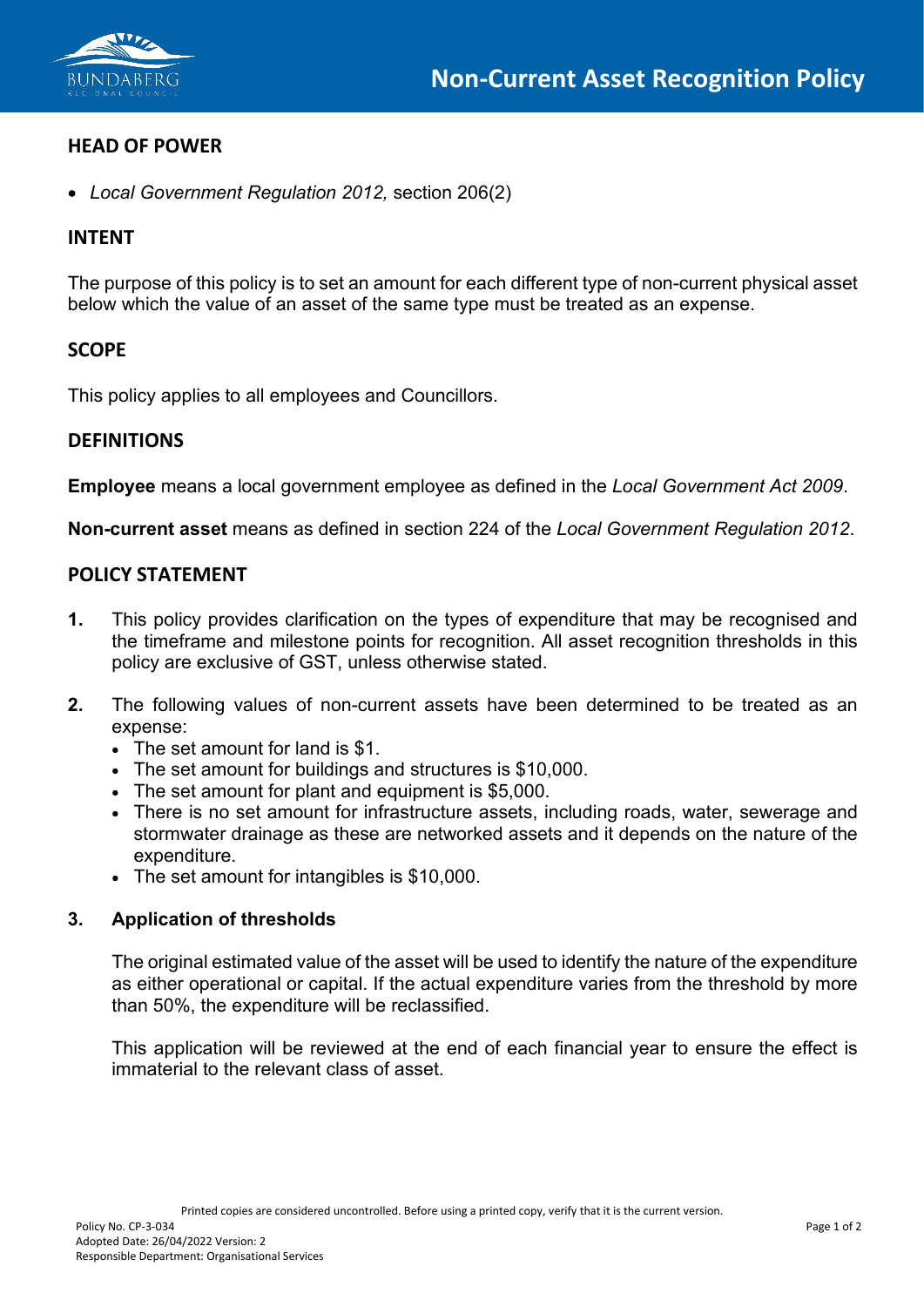# Non-Current Asset Recognition Policy

## HEAD OF POWER

- *Local Government Regulation 2012,* section 206(2)

## INTENT

The purpose of this policy is to set an amount for each different type of non-current physical asset below which the value of an asset of the same type must be treated as an expense.

## SCOPE

This policy applies to all employees and Councillors.

## DEFINITIONS

**Employee** means a local government employee as defined in the *Local Government Act 2009*.

**Non-current asset** means as defined in section 224 of the *Local Government Regulation 2012*.

## POLICY STATEMENT

**1.** This policy provides clarification on the types of expenditure that may be recognised and the timeframe and milestone points for recognition. All asset recognition thresholds in this policy are exclusive of GST, unless otherwise stated.

**2.** The following values of non-current assets have been determined to be treated as an expense:

- The set amount for land is $1.
- The set amount for buildings and structures is $10,000.
- The set amount for plant and equipment is $5,000.
- There is no set amount for infrastructure assets, including roads, water, sewerage and stormwater drainage as these are networked assets and it depends on the nature of the expenditure.
- The set amount for intangibles is $10,000.

**3. Application of thresholds**

The original estimated value of the asset will be used to identify the nature of the expenditure as either operational or capital. If the actual expenditure varies from the threshold by more than 50%, the expenditure will be reclassified.

This application will be reviewed at the end of each financial year to ensure the effect is immaterial to the relevant class of asset.

Printed copies are considered uncontrolled. Before using a printed copy, verify that it is the current version.

Policy No. CP-3-034
Adopted Date: 26/04/2022 Version: 2
Responsible Department: Organisational Services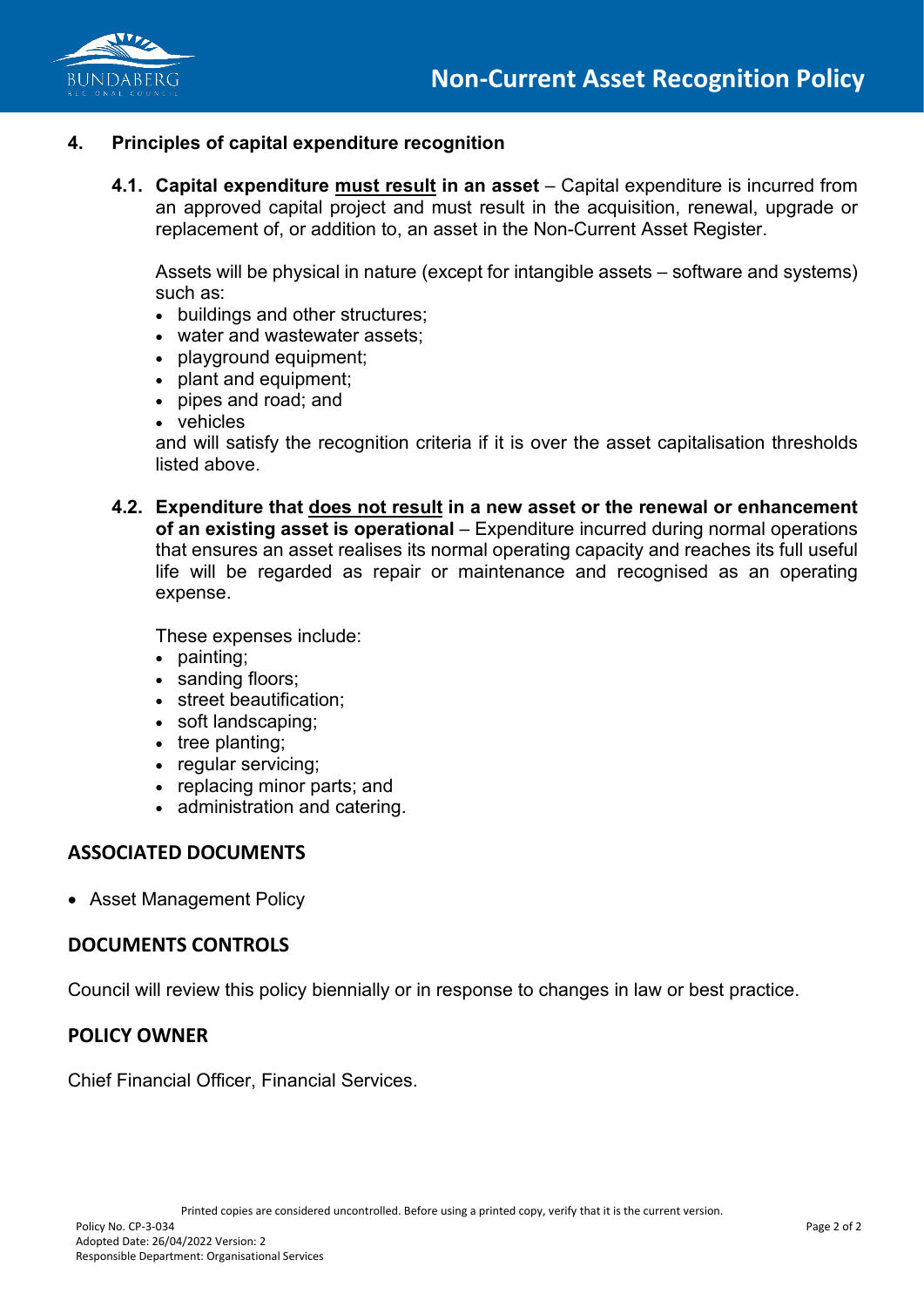## 4. Principles of capital expenditure recognition

**4.1. Capital expenditure must result in an asset** – Capital expenditure is incurred from an approved capital project and must result in the acquisition, renewal, upgrade or replacement of, or addition to, an asset in the Non-Current Asset Register.

Assets will be physical in nature (except for intangible assets – software and systems) such as:

- buildings and other structures;
- water and wastewater assets;
- playground equipment;
- plant and equipment;
- pipes and road; and
- vehicles

and will satisfy the recognition criteria if it is over the asset capitalisation thresholds listed above.

**4.2. Expenditure that does not result in a new asset or the renewal or enhancement of an existing asset is operational** – Expenditure incurred during normal operations that ensures an asset realises its normal operating capacity and reaches its full useful life will be regarded as repair or maintenance and recognised as an operating expense.

These expenses include:

- painting;
- sanding floors;
- street beautification;
- soft landscaping;
- tree planting;
- regular servicing;
- replacing minor parts; and
- administration and catering.

## ASSOCIATED DOCUMENTS

- Asset Management Policy

## DOCUMENTS CONTROLS

Council will review this policy biennially or in response to changes in law or best practice.

## POLICY OWNER

Chief Financial Officer, Financial Services.